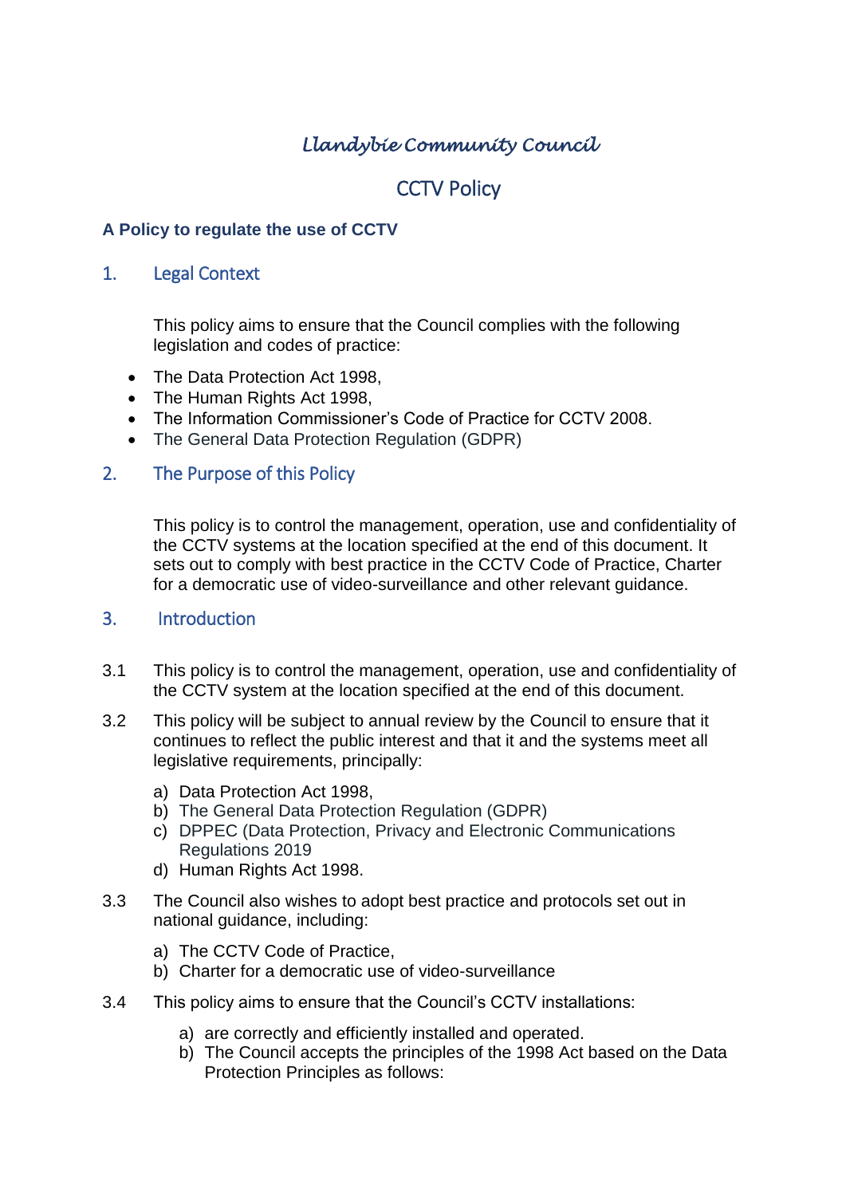# *Llandybie Community Council*

## CCTV Policy

**A Policy to regulate the use of CCTV**

## 1. Legal Context

This policy aims to ensure that the Council complies with the following legislation and codes of practice:

- The Data Protection Act 1998,
- The Human Rights Act 1998,
- The Information Commissioner's Code of Practice for CCTV 2008.
- The General Data Protection Regulation (GDPR)

## 2. The Purpose of this Policy

This policy is to control the management, operation, use and confidentiality of the CCTV systems at the location specified at the end of this document. It sets out to comply with best practice in the CCTV Code of Practice, Charter for a democratic use of video-surveillance and other relevant guidance.

## 3. Introduction

3.1 This policy is to control the management, operation, use and confidentiality of the CCTV system at the location specified at the end of this document.

3.2 This policy will be subject to annual review by the Council to ensure that it continues to reflect the public interest and that it and the systems meet all legislative requirements, principally:

a) Data Protection Act 1998,
b) The General Data Protection Regulation (GDPR)
c) DPPEC (Data Protection, Privacy and Electronic Communications Regulations 2019
d) Human Rights Act 1998.

3.3 The Council also wishes to adopt best practice and protocols set out in national guidance, including:

a) The CCTV Code of Practice,
b) Charter for a democratic use of video-surveillance

3.4 This policy aims to ensure that the Council's CCTV installations:

a) are correctly and efficiently installed and operated.
b) The Council accepts the principles of the 1998 Act based on the Data Protection Principles as follows: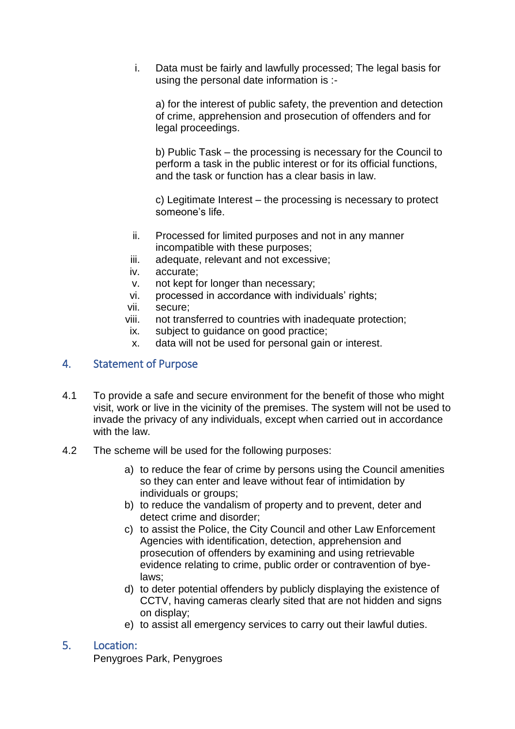i. Data must be fairly and lawfully processed; The legal basis for using the personal date information is :-

   a) for the interest of public safety, the prevention and detection of crime, apprehension and prosecution of offenders and for legal proceedings.

   b) Public Task – the processing is necessary for the Council to perform a task in the public interest or for its official functions, and the task or function has a clear basis in law.

   c) Legitimate Interest – the processing is necessary to protect someone's life.

ii. Processed for limited purposes and not in any manner incompatible with these purposes;
iii. adequate, relevant and not excessive;
iv. accurate;
v. not kept for longer than necessary;
vi. processed in accordance with individuals' rights;
vii. secure;
viii. not transferred to countries with inadequate protection;
ix. subject to guidance on good practice;
x. data will not be used for personal gain or interest.

## 4. Statement of Purpose

4.1 To provide a safe and secure environment for the benefit of those who might visit, work or live in the vicinity of the premises. The system will not be used to invade the privacy of any individuals, except when carried out in accordance with the law.

4.2 The scheme will be used for the following purposes:

a) to reduce the fear of crime by persons using the Council amenities so they can enter and leave without fear of intimidation by individuals or groups;
b) to reduce the vandalism of property and to prevent, deter and detect crime and disorder;
c) to assist the Police, the City Council and other Law Enforcement Agencies with identification, detection, apprehension and prosecution of offenders by examining and using retrievable evidence relating to crime, public order or contravention of bye-laws;
d) to deter potential offenders by publicly displaying the existence of CCTV, having cameras clearly sited that are not hidden and signs on display;
e) to assist all emergency services to carry out their lawful duties.

## 5. Location:

Penygroes Park, Penygroes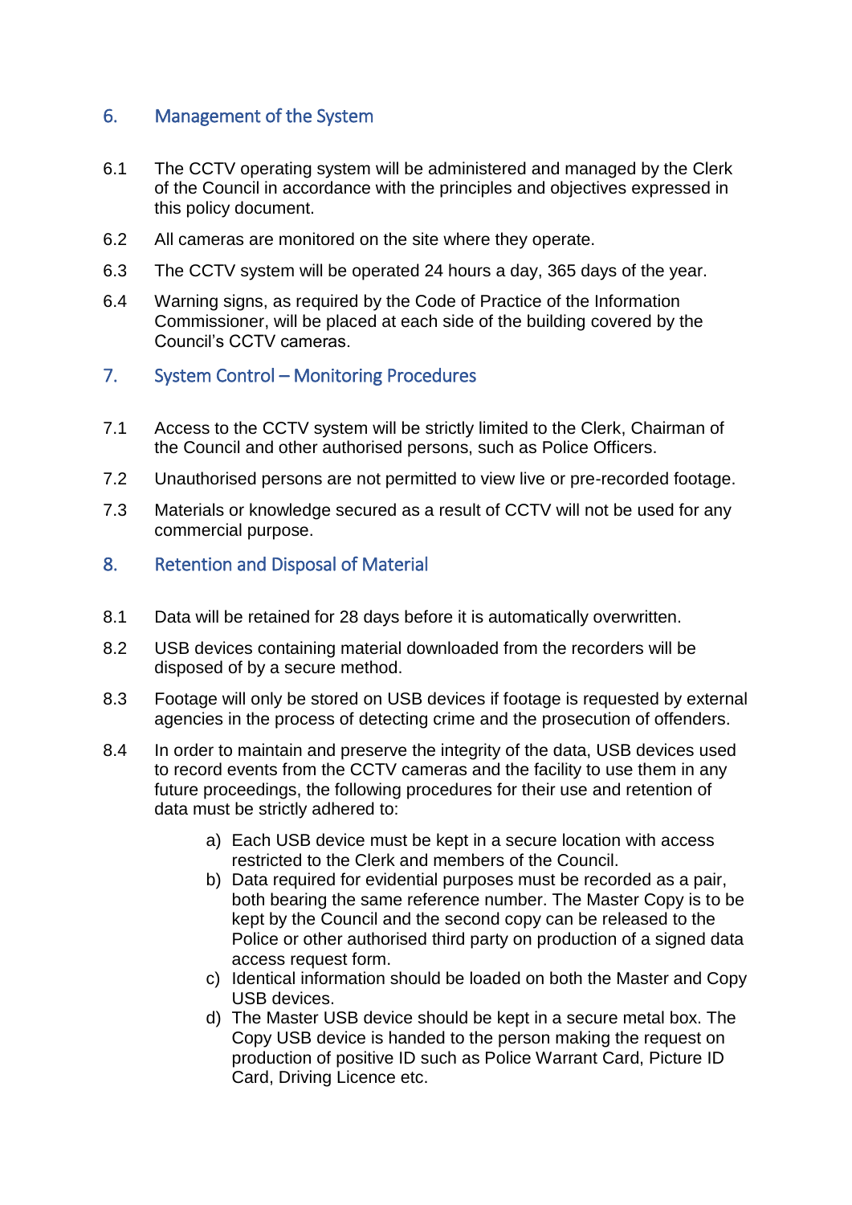## 6. Management of the System

6.1 The CCTV operating system will be administered and managed by the Clerk of the Council in accordance with the principles and objectives expressed in this policy document.

6.2 All cameras are monitored on the site where they operate.

6.3 The CCTV system will be operated 24 hours a day, 365 days of the year.

6.4 Warning signs, as required by the Code of Practice of the Information Commissioner, will be placed at each side of the building covered by the Council's CCTV cameras.

## 7. System Control – Monitoring Procedures

7.1 Access to the CCTV system will be strictly limited to the Clerk, Chairman of the Council and other authorised persons, such as Police Officers.

7.2 Unauthorised persons are not permitted to view live or pre-recorded footage.

7.3 Materials or knowledge secured as a result of CCTV will not be used for any commercial purpose.

## 8. Retention and Disposal of Material

8.1 Data will be retained for 28 days before it is automatically overwritten.

8.2 USB devices containing material downloaded from the recorders will be disposed of by a secure method.

8.3 Footage will only be stored on USB devices if footage is requested by external agencies in the process of detecting crime and the prosecution of offenders.

8.4 In order to maintain and preserve the integrity of the data, USB devices used to record events from the CCTV cameras and the facility to use them in any future proceedings, the following procedures for their use and retention of data must be strictly adhered to:

a) Each USB device must be kept in a secure location with access restricted to the Clerk and members of the Council.
b) Data required for evidential purposes must be recorded as a pair, both bearing the same reference number. The Master Copy is to be kept by the Council and the second copy can be released to the Police or other authorised third party on production of a signed data access request form.
c) Identical information should be loaded on both the Master and Copy USB devices.
d) The Master USB device should be kept in a secure metal box. The Copy USB device is handed to the person making the request on production of positive ID such as Police Warrant Card, Picture ID Card, Driving Licence etc.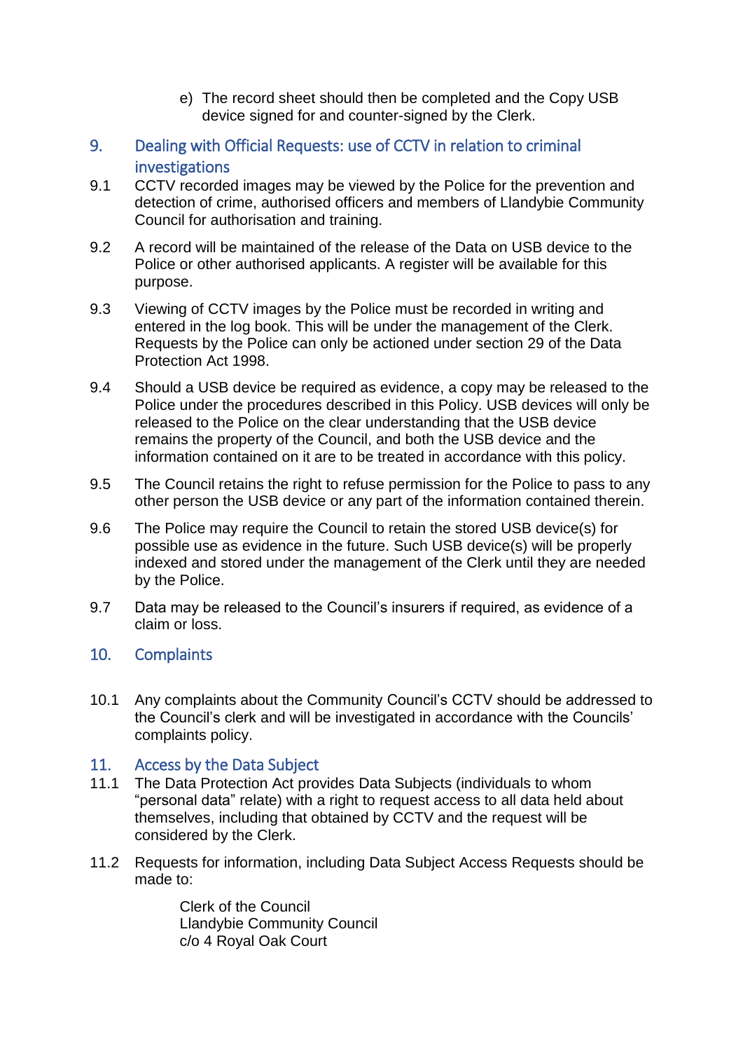e) The record sheet should then be completed and the Copy USB device signed for and counter-signed by the Clerk.

## 9. Dealing with Official Requests: use of CCTV in relation to criminal investigations

9.1 CCTV recorded images may be viewed by the Police for the prevention and detection of crime, authorised officers and members of Llandybie Community Council for authorisation and training.

9.2 A record will be maintained of the release of the Data on USB device to the Police or other authorised applicants. A register will be available for this purpose.

9.3 Viewing of CCTV images by the Police must be recorded in writing and entered in the log book. This will be under the management of the Clerk. Requests by the Police can only be actioned under section 29 of the Data Protection Act 1998.

9.4 Should a USB device be required as evidence, a copy may be released to the Police under the procedures described in this Policy. USB devices will only be released to the Police on the clear understanding that the USB device remains the property of the Council, and both the USB device and the information contained on it are to be treated in accordance with this policy.

9.5 The Council retains the right to refuse permission for the Police to pass to any other person the USB device or any part of the information contained therein.

9.6 The Police may require the Council to retain the stored USB device(s) for possible use as evidence in the future. Such USB device(s) will be properly indexed and stored under the management of the Clerk until they are needed by the Police.

9.7 Data may be released to the Council's insurers if required, as evidence of a claim or loss.

## 10. Complaints

10.1 Any complaints about the Community Council's CCTV should be addressed to the Council's clerk and will be investigated in accordance with the Councils' complaints policy.

## 11. Access by the Data Subject

11.1 The Data Protection Act provides Data Subjects (individuals to whom "personal data" relate) with a right to request access to all data held about themselves, including that obtained by CCTV and the request will be considered by the Clerk.

11.2 Requests for information, including Data Subject Access Requests should be made to:

Clerk of the Council
Llandybie Community Council
c/o 4 Royal Oak Court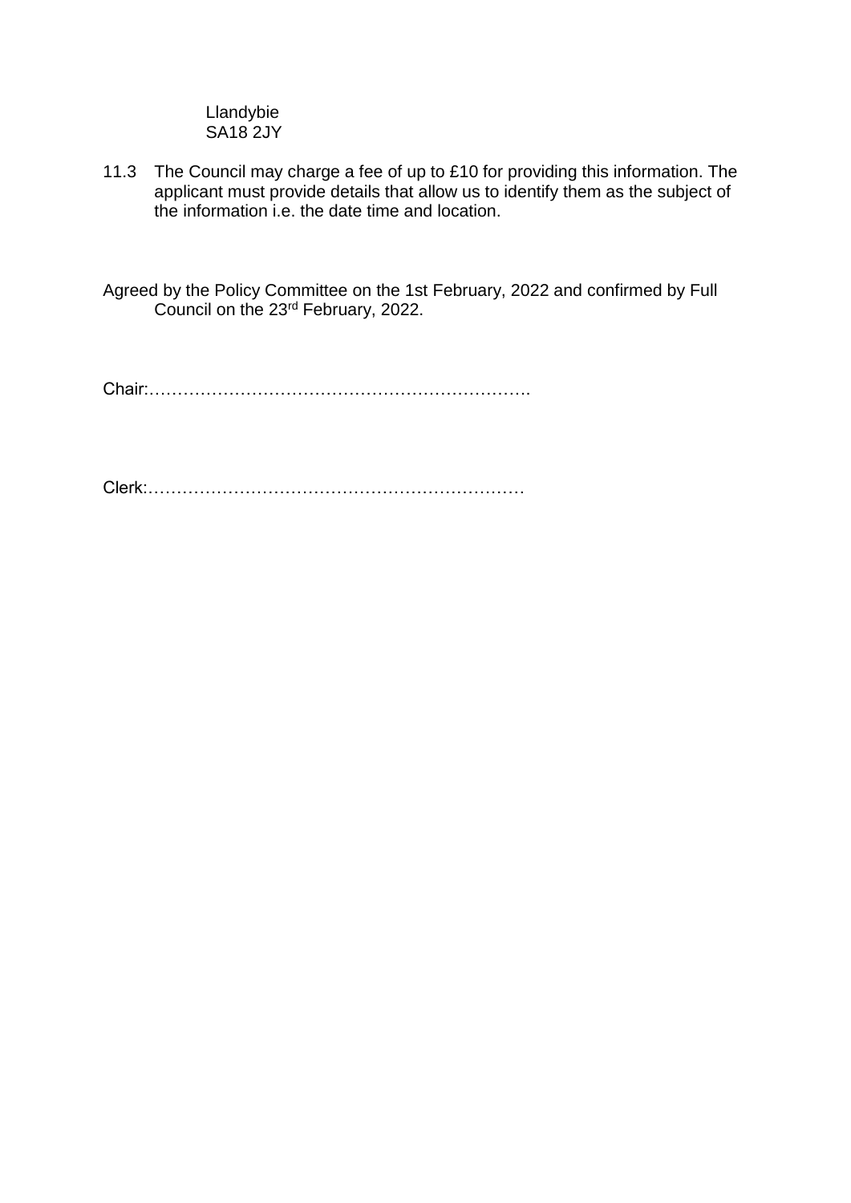Llandybie  
SA18 2JY

11.3 The Council may charge a fee of up to £10 for providing this information. The applicant must provide details that allow us to identify them as the subject of the information i.e. the date time and location.

Agreed by the Policy Committee on the 1st February, 2022 and confirmed by Full Council on the 23rd February, 2022.

Chair:………………………………………………………….

Clerk:…………………………………………………………